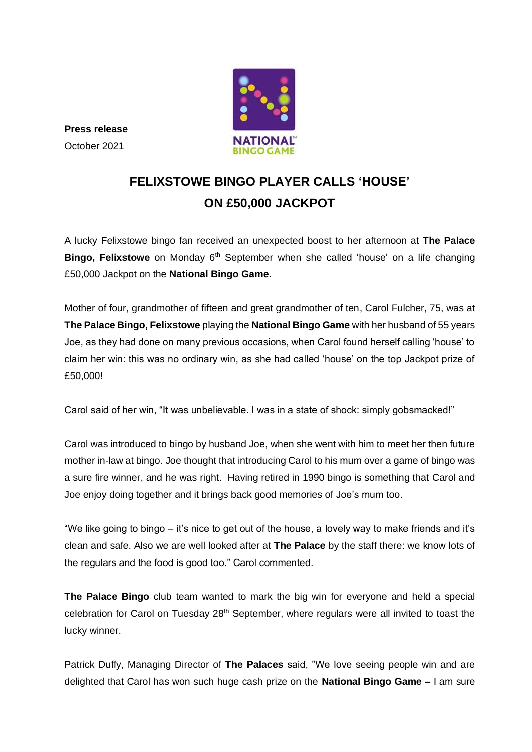**Press release**
October 2021

# FELIXSTOWE BINGO PLAYER CALLS 'HOUSE' ON £50,000 JACKPOT

A lucky Felixstowe bingo fan received an unexpected boost to her afternoon at **The Palace Bingo, Felixstowe** on Monday 6th September when she called 'house' on a life changing £50,000 Jackpot on the **National Bingo Game**.

Mother of four, grandmother of fifteen and great grandmother of ten, Carol Fulcher, 75, was at **The Palace Bingo, Felixstowe** playing the **National Bingo Game** with her husband of 55 years Joe, as they had done on many previous occasions, when Carol found herself calling 'house' to claim her win: this was no ordinary win, as she had called 'house' on the top Jackpot prize of £50,000!

Carol said of her win, "It was unbelievable. I was in a state of shock: simply gobsmacked!"

Carol was introduced to bingo by husband Joe, when she went with him to meet her then future mother in-law at bingo. Joe thought that introducing Carol to his mum over a game of bingo was a sure fire winner, and he was right. Having retired in 1990 bingo is something that Carol and Joe enjoy doing together and it brings back good memories of Joe's mum too.

"We like going to bingo – it's nice to get out of the house, a lovely way to make friends and it's clean and safe. Also we are well looked after at **The Palace** by the staff there: we know lots of the regulars and the food is good too." Carol commented.

**The Palace Bingo** club team wanted to mark the big win for everyone and held a special celebration for Carol on Tuesday 28th September, where regulars were all invited to toast the lucky winner.

Patrick Duffy, Managing Director of **The Palaces** said, "We love seeing people win and are delighted that Carol has won such huge cash prize on the **National Bingo Game –** I am sure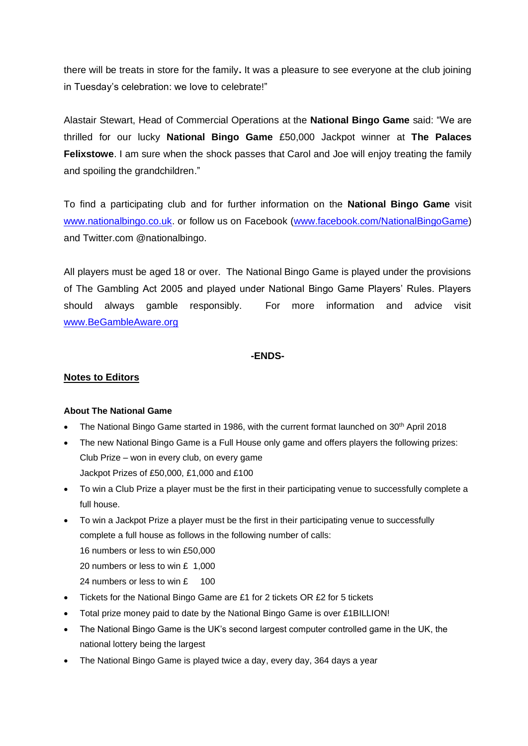there will be treats in store for the family**.** It was a pleasure to see everyone at the club joining in Tuesday's celebration: we love to celebrate!"

Alastair Stewart, Head of Commercial Operations at the **National Bingo Game** said: "We are thrilled for our lucky **National Bingo Game** £50,000 Jackpot winner at **The Palaces Felixstowe**. I am sure when the shock passes that Carol and Joe will enjoy treating the family and spoiling the grandchildren."

To find a participating club and for further information on the **National Bingo Game** visit [www.nationalbingo.co.uk](http://www.nationalbingo.co.uk). or follow us on Facebook ([www.facebook.com/NationalBingoGame](http://www.facebook.com/NationalBingoGame)) and Twitter.com @nationalbingo.

All players must be aged 18 or over. The National Bingo Game is played under the provisions of The Gambling Act 2005 and played under National Bingo Game Players' Rules. Players should always gamble responsibly. For more information and advice visit [www.BeGambleAware.org](http://www.BeGambleAware.org)

**-ENDS-**

## <u>Notes to Editors</u>

### About The National Game

- The National Bingo Game started in 1986, with the current format launched on 30th April 2018
- The new National Bingo Game is a Full House only game and offers players the following prizes:
  Club Prize – won in every club, on every game
  Jackpot Prizes of £50,000, £1,000 and £100
- To win a Club Prize a player must be the first in their participating venue to successfully complete a full house.
- To win a Jackpot Prize a player must be the first in their participating venue to successfully complete a full house as follows in the following number of calls:
  16 numbers or less to win £50,000
  20 numbers or less to win £ 1,000
  24 numbers or less to win £ 100
- Tickets for the National Bingo Game are £1 for 2 tickets OR £2 for 5 tickets
- Total prize money paid to date by the National Bingo Game is over £1BILLION!
- The National Bingo Game is the UK's second largest computer controlled game in the UK, the national lottery being the largest
- The National Bingo Game is played twice a day, every day, 364 days a year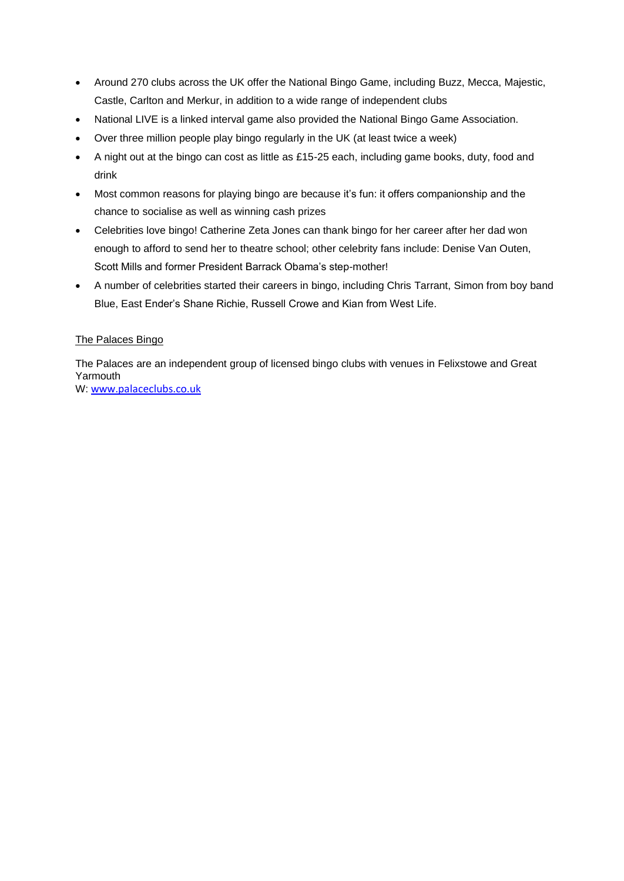- Around 270 clubs across the UK offer the National Bingo Game, including Buzz, Mecca, Majestic, Castle, Carlton and Merkur, in addition to a wide range of independent clubs
- National LIVE is a linked interval game also provided the National Bingo Game Association.
- Over three million people play bingo regularly in the UK (at least twice a week)
- A night out at the bingo can cost as little as £15-25 each, including game books, duty, food and drink
- Most common reasons for playing bingo are because it's fun: it offers companionship and the chance to socialise as well as winning cash prizes
- Celebrities love bingo! Catherine Zeta Jones can thank bingo for her career after her dad won enough to afford to send her to theatre school; other celebrity fans include: Denise Van Outen, Scott Mills and former President Barrack Obama's step-mother!
- A number of celebrities started their careers in bingo, including Chris Tarrant, Simon from boy band Blue, East Ender's Shane Richie, Russell Crowe and Kian from West Life.

The Palaces Bingo

The Palaces are an independent group of licensed bingo clubs with venues in Felixstowe and Great Yarmouth

W: [www.palaceclubs.co.uk](http://www.palaceclubs.co.uk)